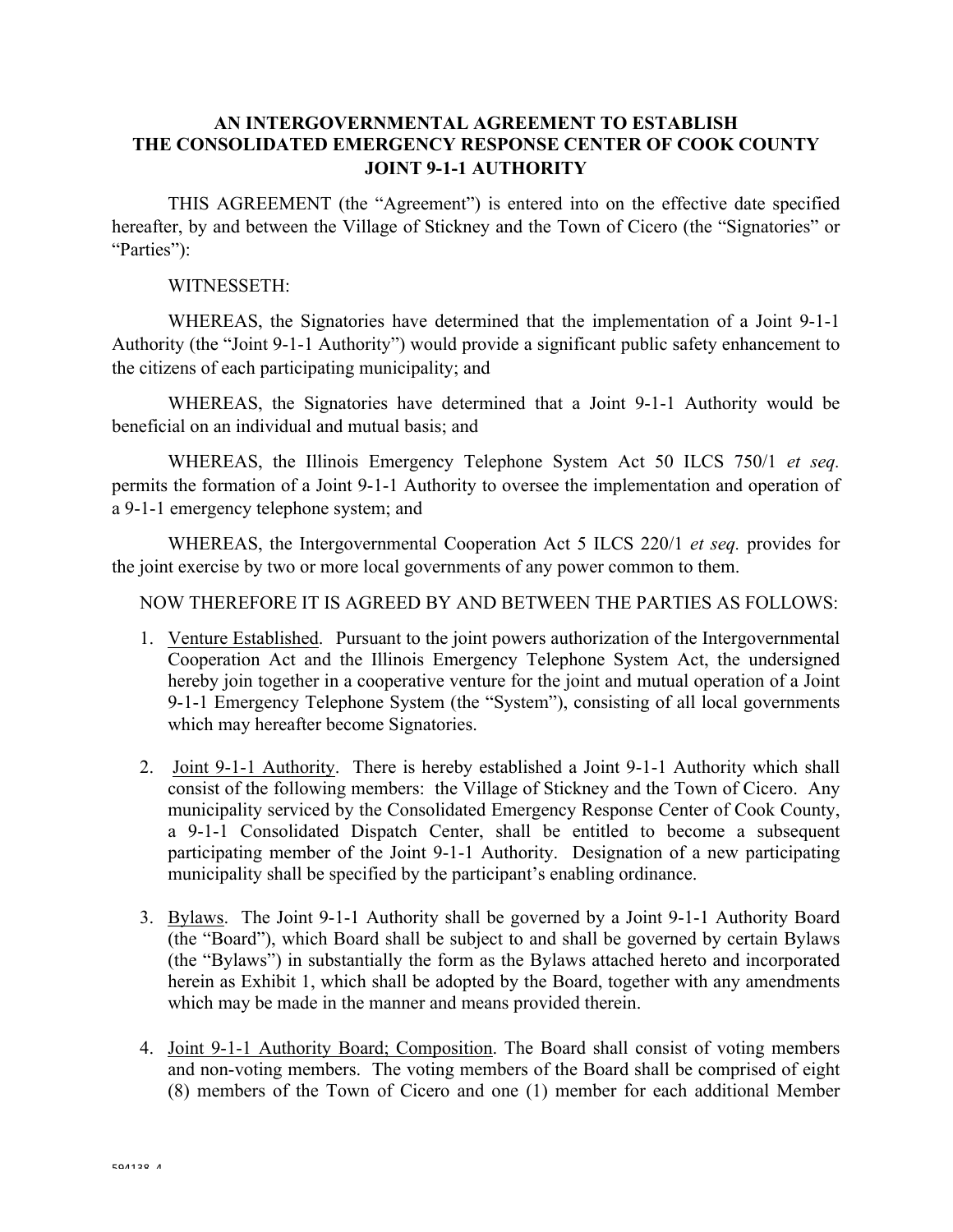# AN INTERGOVERNMENTAL AGREEMENT TO ESTABLISH THE CONSOLIDATED EMERGENCY RESPONSE CENTER OF COOK COUNTY JOINT 9-1-1 AUTHORITY

THIS AGREEMENT (the "Agreement") is entered into on the effective date specified hereafter, by and between the Village of Stickney and the Town of Cicero (the "Signatories" or "Parties"):

WITNESSETH:

WHEREAS, the Signatories have determined that the implementation of a Joint 9-1-1 Authority (the "Joint 9-1-1 Authority") would provide a significant public safety enhancement to the citizens of each participating municipality; and

WHEREAS, the Signatories have determined that a Joint 9-1-1 Authority would be beneficial on an individual and mutual basis; and

WHEREAS, the Illinois Emergency Telephone System Act 50 ILCS 750/1 *et seq.* permits the formation of a Joint 9-1-1 Authority to oversee the implementation and operation of a 9-1-1 emergency telephone system; and

WHEREAS, the Intergovernmental Cooperation Act 5 ILCS 220/1 *et seq.* provides for the joint exercise by two or more local governments of any power common to them.

NOW THEREFORE IT IS AGREED BY AND BETWEEN THE PARTIES AS FOLLOWS:

1. Venture Established. Pursuant to the joint powers authorization of the Intergovernmental Cooperation Act and the Illinois Emergency Telephone System Act, the undersigned hereby join together in a cooperative venture for the joint and mutual operation of a Joint 9-1-1 Emergency Telephone System (the "System"), consisting of all local governments which may hereafter become Signatories.

2. Joint 9-1-1 Authority. There is hereby established a Joint 9-1-1 Authority which shall consist of the following members: the Village of Stickney and the Town of Cicero. Any municipality serviced by the Consolidated Emergency Response Center of Cook County, a 9-1-1 Consolidated Dispatch Center, shall be entitled to become a subsequent participating member of the Joint 9-1-1 Authority. Designation of a new participating municipality shall be specified by the participant's enabling ordinance.

3. Bylaws. The Joint 9-1-1 Authority shall be governed by a Joint 9-1-1 Authority Board (the "Board"), which Board shall be subject to and shall be governed by certain Bylaws (the "Bylaws") in substantially the form as the Bylaws attached hereto and incorporated herein as Exhibit 1, which shall be adopted by the Board, together with any amendments which may be made in the manner and means provided therein.

4. Joint 9-1-1 Authority Board; Composition. The Board shall consist of voting members and non-voting members. The voting members of the Board shall be comprised of eight (8) members of the Town of Cicero and one (1) member for each additional Member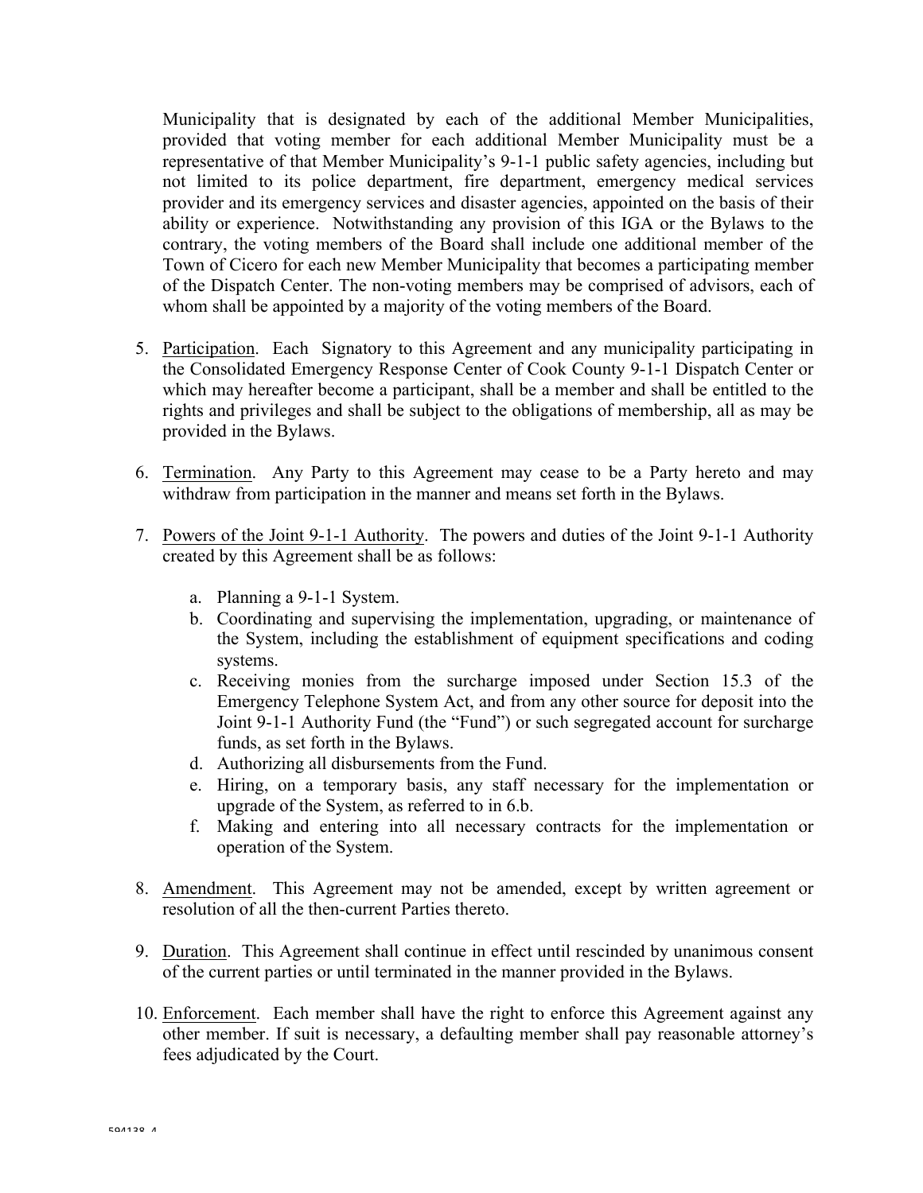Municipality that is designated by each of the additional Member Municipalities, provided that voting member for each additional Member Municipality must be a representative of that Member Municipality's 9-1-1 public safety agencies, including but not limited to its police department, fire department, emergency medical services provider and its emergency services and disaster agencies, appointed on the basis of their ability or experience. Notwithstanding any provision of this IGA or the Bylaws to the contrary, the voting members of the Board shall include one additional member of the Town of Cicero for each new Member Municipality that becomes a participating member of the Dispatch Center. The non-voting members may be comprised of advisors, each of whom shall be appointed by a majority of the voting members of the Board.

5. Participation. Each Signatory to this Agreement and any municipality participating in the Consolidated Emergency Response Center of Cook County 9-1-1 Dispatch Center or which may hereafter become a participant, shall be a member and shall be entitled to the rights and privileges and shall be subject to the obligations of membership, all as may be provided in the Bylaws.

6. Termination. Any Party to this Agreement may cease to be a Party hereto and may withdraw from participation in the manner and means set forth in the Bylaws.

7. Powers of the Joint 9-1-1 Authority. The powers and duties of the Joint 9-1-1 Authority created by this Agreement shall be as follows:

   a. Planning a 9-1-1 System.
   b. Coordinating and supervising the implementation, upgrading, or maintenance of the System, including the establishment of equipment specifications and coding systems.
   c. Receiving monies from the surcharge imposed under Section 15.3 of the Emergency Telephone System Act, and from any other source for deposit into the Joint 9-1-1 Authority Fund (the "Fund") or such segregated account for surcharge funds, as set forth in the Bylaws.
   d. Authorizing all disbursements from the Fund.
   e. Hiring, on a temporary basis, any staff necessary for the implementation or upgrade of the System, as referred to in 6.b.
   f. Making and entering into all necessary contracts for the implementation or operation of the System.

8. Amendment. This Agreement may not be amended, except by written agreement or resolution of all the then-current Parties thereto.

9. Duration. This Agreement shall continue in effect until rescinded by unanimous consent of the current parties or until terminated in the manner provided in the Bylaws.

10. Enforcement. Each member shall have the right to enforce this Agreement against any other member. If suit is necessary, a defaulting member shall pay reasonable attorney's fees adjudicated by the Court.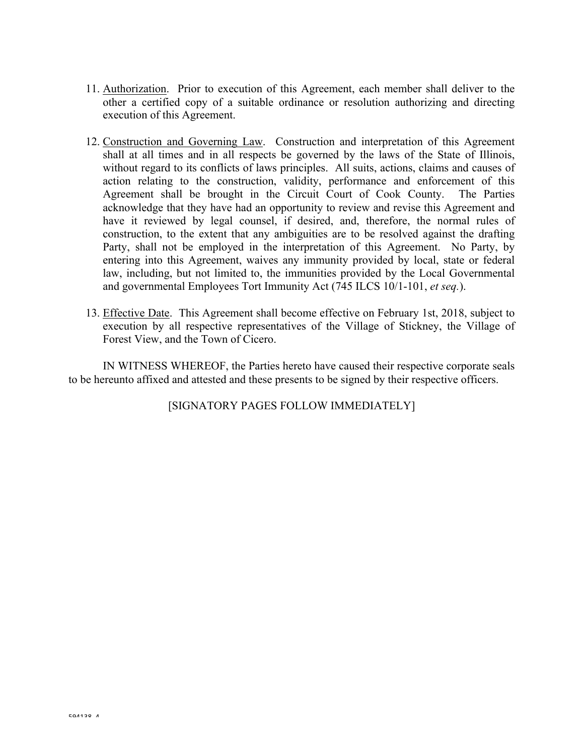11. Authorization. Prior to execution of this Agreement, each member shall deliver to the other a certified copy of a suitable ordinance or resolution authorizing and directing execution of this Agreement.

12. Construction and Governing Law. Construction and interpretation of this Agreement shall at all times and in all respects be governed by the laws of the State of Illinois, without regard to its conflicts of laws principles. All suits, actions, claims and causes of action relating to the construction, validity, performance and enforcement of this Agreement shall be brought in the Circuit Court of Cook County. The Parties acknowledge that they have had an opportunity to review and revise this Agreement and have it reviewed by legal counsel, if desired, and, therefore, the normal rules of construction, to the extent that any ambiguities are to be resolved against the drafting Party, shall not be employed in the interpretation of this Agreement. No Party, by entering into this Agreement, waives any immunity provided by local, state or federal law, including, but not limited to, the immunities provided by the Local Governmental and governmental Employees Tort Immunity Act (745 ILCS 10/1-101, *et seq.*).

13. Effective Date. This Agreement shall become effective on February 1st, 2018, subject to execution by all respective representatives of the Village of Stickney, the Village of Forest View, and the Town of Cicero.

IN WITNESS WHEREOF, the Parties hereto have caused their respective corporate seals to be hereunto affixed and attested and these presents to be signed by their respective officers.

[SIGNATORY PAGES FOLLOW IMMEDIATELY]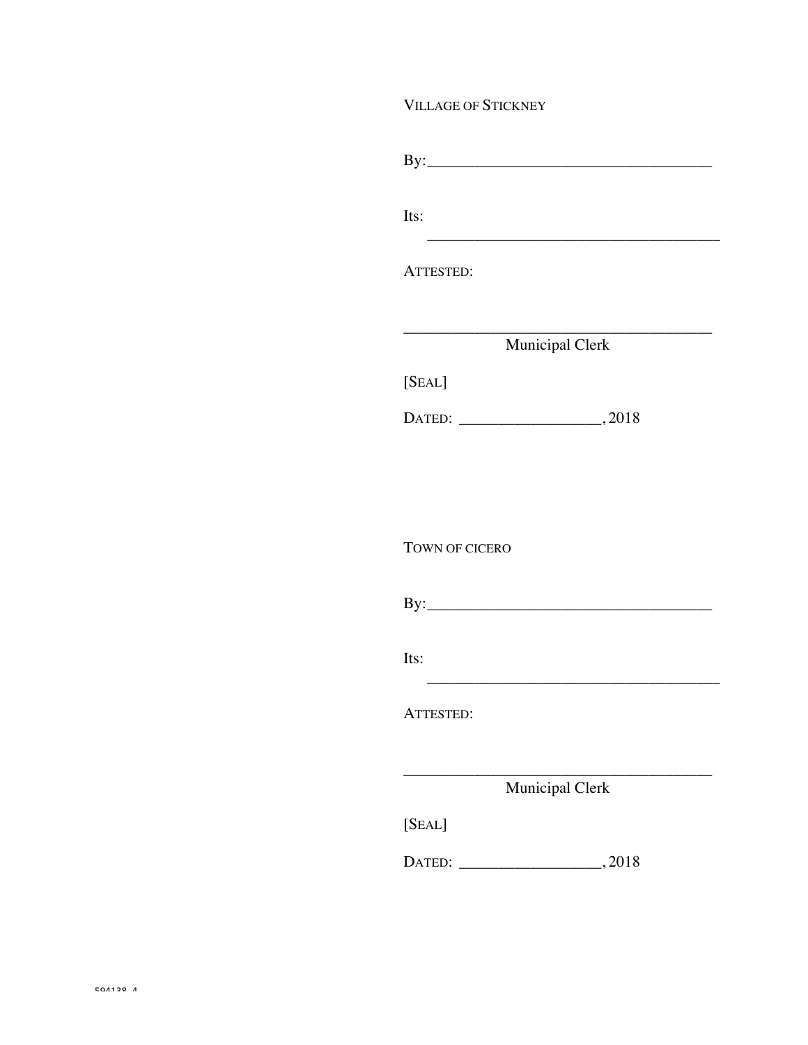VILLAGE OF STICKNEY

By:___________________________________

Its: ___________________________________

ATTESTED:

_______________________________________
Municipal Clerk

[SEAL]

DATED: _________________, 2018

TOWN OF CICERO

By:___________________________________

Its: ___________________________________

ATTESTED:

_______________________________________
Municipal Clerk

[SEAL]

DATED: _________________, 2018